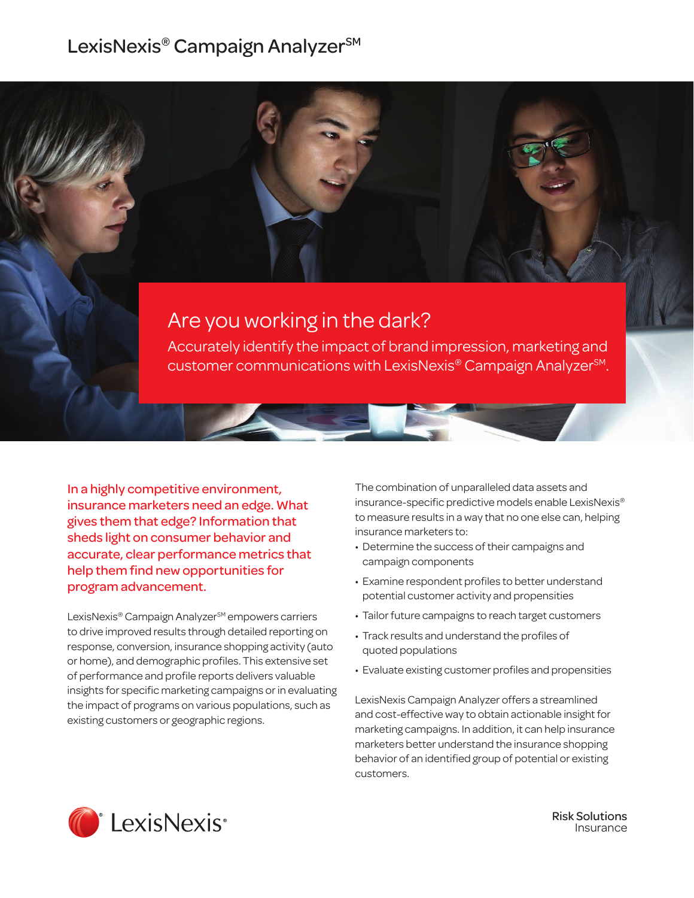# LexisNexis® Campaign Analyzer℠

## Are you working in the dark?

Accurately identify the impact of brand impression, marketing and customer communications with LexisNexis® Campaign Analyzer℠.

**In a highly competitive environment, insurance marketers need an edge. What gives them that edge? Information that sheds light on consumer behavior and accurate, clear performance metrics that help them find new opportunities for program advancement.**

LexisNexis® Campaign Analyzer℠ empowers carriers to drive improved results through detailed reporting on response, conversion, insurance shopping activity (auto or home), and demographic profiles. This extensive set of performance and profile reports delivers valuable insights for specific marketing campaigns or in evaluating the impact of programs on various populations, such as existing customers or geographic regions.

The combination of unparalleled data assets and insurance-specific predictive models enable LexisNexis® to measure results in a way that no one else can, helping insurance marketers to:

- Determine the success of their campaigns and campaign components
- Examine respondent profiles to better understand potential customer activity and propensities
- Tailor future campaigns to reach target customers
- Track results and understand the profiles of quoted populations
- Evaluate existing customer profiles and propensities

LexisNexis Campaign Analyzer offers a streamlined and cost-effective way to obtain actionable insight for marketing campaigns. In addition, it can help insurance marketers better understand the insurance shopping behavior of an identified group of potential or existing customers.

LexisNexis®

Risk Solutions
Insurance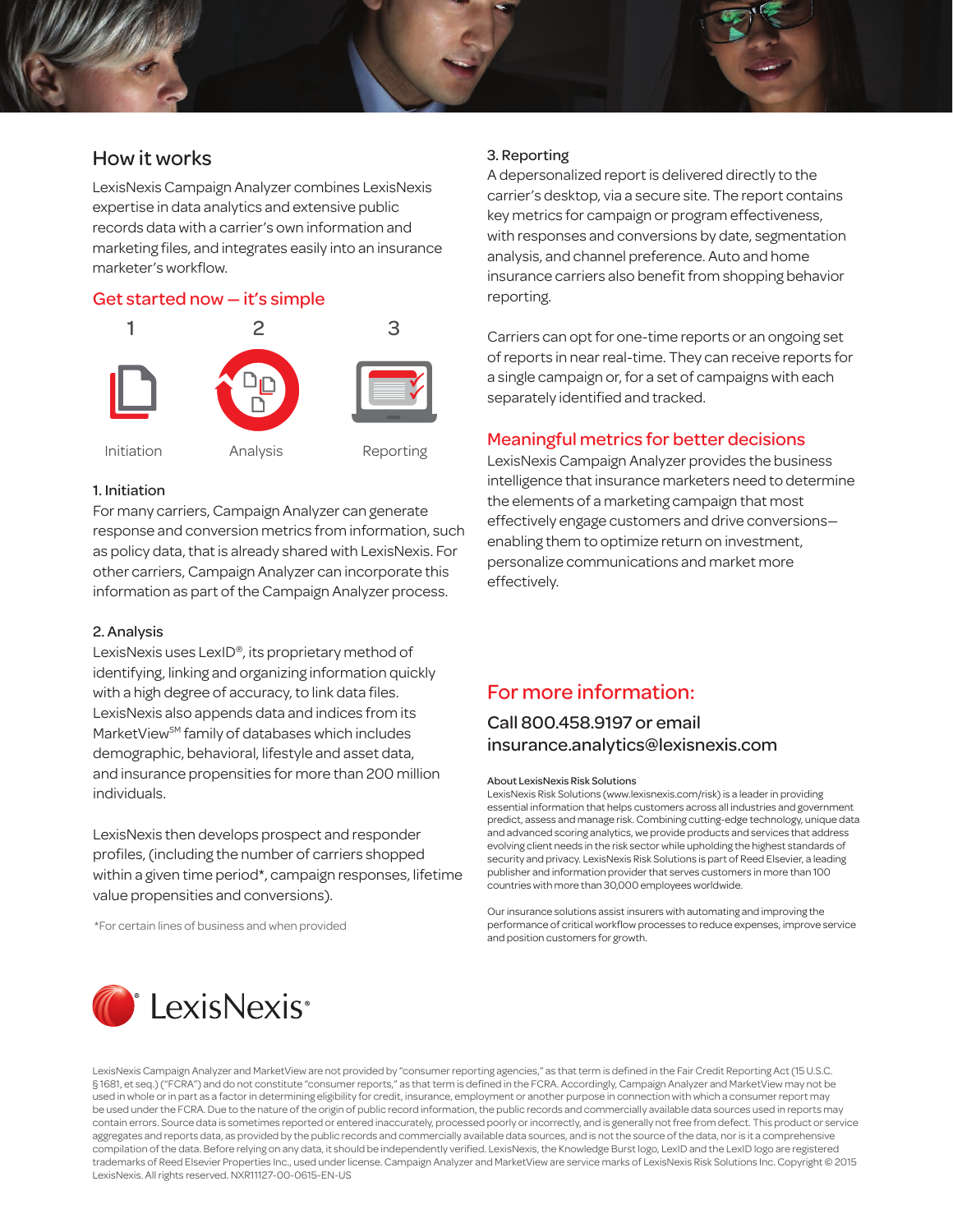## How it works

LexisNexis Campaign Analyzer combines LexisNexis expertise in data analytics and extensive public records data with a carrier's own information and marketing files, and integrates easily into an insurance marketer's workflow.

### Get started now — it's simple

1 Initiation

2 Analysis

3 Reporting

#### 1. Initiation

For many carriers, Campaign Analyzer can generate response and conversion metrics from information, such as policy data, that is already shared with LexisNexis. For other carriers, Campaign Analyzer can incorporate this information as part of the Campaign Analyzer process.

#### 2. Analysis

LexisNexis uses LexID®, its proprietary method of identifying, linking and organizing information quickly with a high degree of accuracy, to link data files. LexisNexis also appends data and indices from its MarketView℠ family of databases which includes demographic, behavioral, lifestyle and asset data, and insurance propensities for more than 200 million individuals.

LexisNexis then develops prospect and responder profiles, (including the number of carriers shopped within a given time period*, campaign responses, lifetime value propensities and conversions).

*For certain lines of business and when provided

#### 3. Reporting

A depersonalized report is delivered directly to the carrier's desktop, via a secure site. The report contains key metrics for campaign or program effectiveness, with responses and conversions by date, segmentation analysis, and channel preference. Auto and home insurance carriers also benefit from shopping behavior reporting.

Carriers can opt for one-time reports or an ongoing set of reports in near real-time. They can receive reports for a single campaign or, for a set of campaigns with each separately identified and tracked.

### Meaningful metrics for better decisions

LexisNexis Campaign Analyzer provides the business intelligence that insurance marketers need to determine the elements of a marketing campaign that most effectively engage customers and drive conversions—enabling them to optimize return on investment, personalize communications and market more effectively.

## For more information:

**Call 800.458.9197 or email insurance.analytics@lexisnexis.com**

**About LexisNexis Risk Solutions**

LexisNexis Risk Solutions (www.lexisnexis.com/risk) is a leader in providing essential information that helps customers across all industries and government predict, assess and manage risk. Combining cutting-edge technology, unique data and advanced scoring analytics, we provide products and services that address evolving client needs in the risk sector while upholding the highest standards of security and privacy. LexisNexis Risk Solutions is part of Reed Elsevier, a leading publisher and information provider that serves customers in more than 100 countries with more than 30,000 employees worldwide.

Our insurance solutions assist insurers with automating and improving the performance of critical workflow processes to reduce expenses, improve service and position customers for growth.

LexisNexis®

LexisNexis Campaign Analyzer and MarketView are not provided by "consumer reporting agencies," as that term is defined in the Fair Credit Reporting Act (15 U.S.C. § 1681, et seq.) ("FCRA") and do not constitute "consumer reports," as that term is defined in the FCRA. Accordingly, Campaign Analyzer and MarketView may not be used in whole or in part as a factor in determining eligibility for credit, insurance, employment or another purpose in connection with which a consumer report may be used under the FCRA. Due to the nature of the origin of public record information, the public records and commercially available data sources used in reports may contain errors. Source data is sometimes reported or entered inaccurately, processed poorly or incorrectly, and is generally not free from defect. This product or service aggregates and reports data, as provided by the public records and commercially available data sources, and is not the source of the data, nor is it a comprehensive compilation of the data. Before relying on any data, it should be independently verified. LexisNexis, the Knowledge Burst logo, LexID and the LexID logo are registered trademarks of Reed Elsevier Properties Inc., used under license. Campaign Analyzer and MarketView are service marks of LexisNexis Risk Solutions Inc. Copyright © 2015 LexisNexis. All rights reserved. NXR11127-00-0615-EN-US